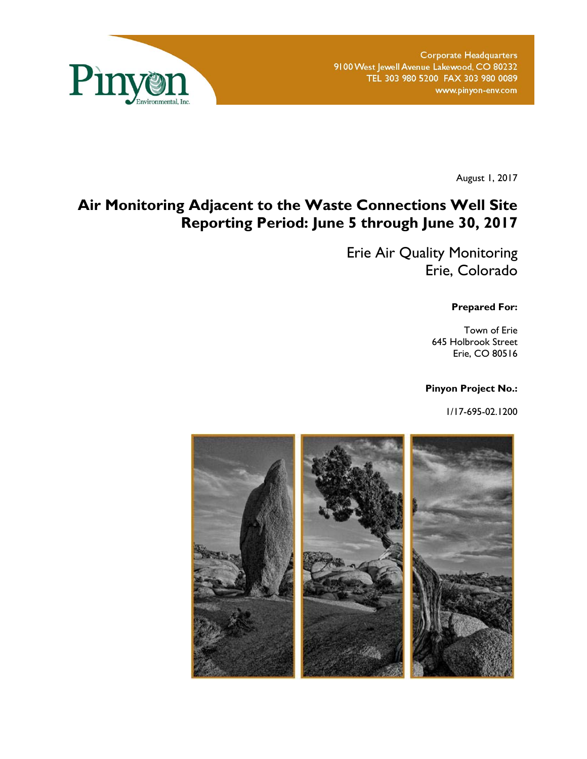Pinyon Environmental, Inc.

Corporate Headquarters
9100 West Jewell Avenue Lakewood, CO 80232
TEL 303 980 5200 FAX 303 980 0089
www.pinyon-env.com

August 1, 2017

# Air Monitoring Adjacent to the Waste Connections Well Site Reporting Period: June 5 through June 30, 2017

Erie Air Quality Monitoring
Erie, Colorado

**Prepared For:**

Town of Erie
645 Holbrook Street
Erie, CO 80516

**Pinyon Project No.:**

1/17-695-02.1200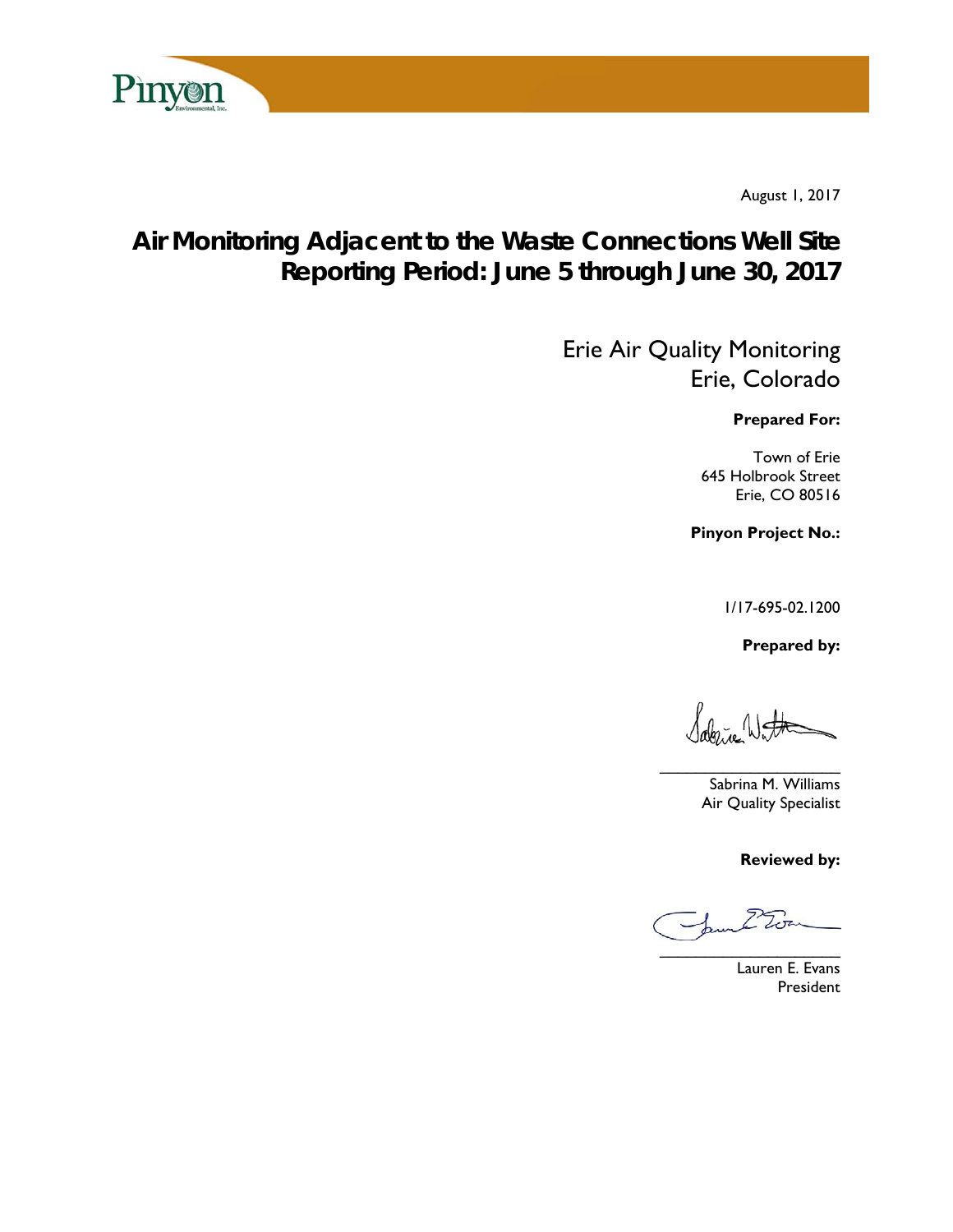August 1, 2017

# Air Monitoring Adjacent to the Waste Connections Well Site Reporting Period: June 5 through June 30, 2017

Erie Air Quality Monitoring
Erie, Colorado

**Prepared For:**

Town of Erie
645 Holbrook Street
Erie, CO 80516

**Pinyon Project No.:**

1/17-695-02.1200

**Prepared by:**

Sabrina M. Williams
Air Quality Specialist

**Reviewed by:**

Lauren E. Evans
President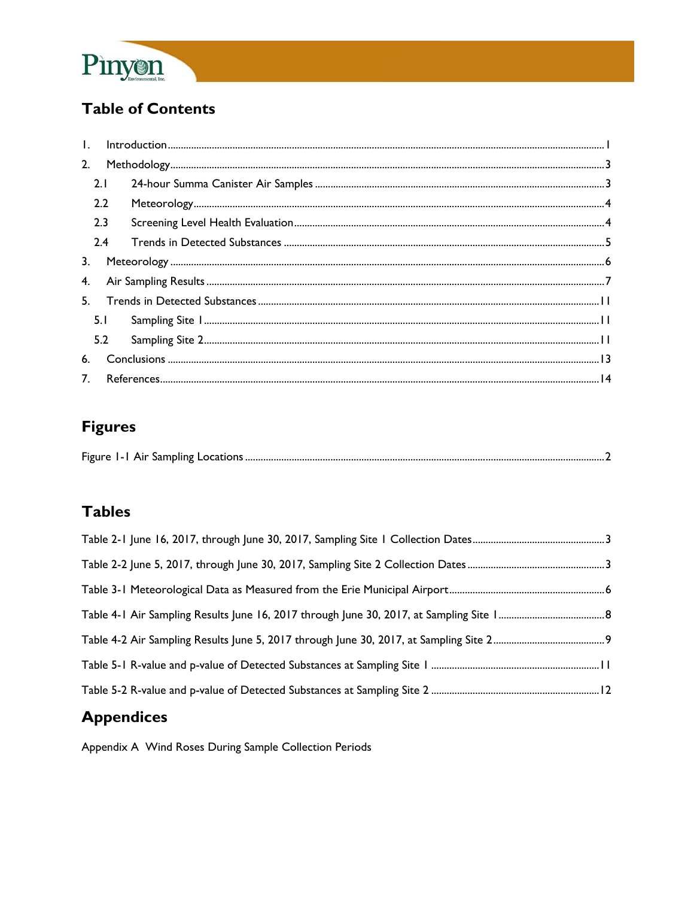## Table of Contents

1. Introduction ........................................................................................................................................ 1
2. Methodology ....................................................................................................................................... 3
   - 2.1 24-hour Summa Canister Air Samples ............................................................................... 3
   - 2.2 Meteorology ............................................................................................................................ 4
   - 2.3 Screening Level Health Evaluation ...................................................................................... 4
   - 2.4 Trends in Detected Substances ........................................................................................... 5
3. Meteorology ....................................................................................................................................... 6
4. Air Sampling Results ........................................................................................................................ 7
5. Trends in Detected Substances ....................................................................................................... 11
   - 5.1 Sampling Site 1 ...................................................................................................................... 11
   - 5.2 Sampling Site 2 ...................................................................................................................... 11
6. Conclusions ....................................................................................................................................... 13
7. References ......................................................................................................................................... 14

## Figures

Figure 1-1 Air Sampling Locations ........................................................................................................ 2

## Tables

Table 2-1 June 16, 2017, through June 30, 2017, Sampling Site 1 Collection Dates ................................... 3

Table 2-2 June 5, 2017, through June 30, 2017, Sampling Site 2 Collection Dates ..................................... 3

Table 3-1 Meteorological Data as Measured from the Erie Municipal Airport ........................................... 6

Table 4-1 Air Sampling Results June 16, 2017 through June 30, 2017, at Sampling Site 1 ........................ 8

Table 4-2 Air Sampling Results June 5, 2017 through June 30, 2017, at Sampling Site 2 .......................... 9

Table 5-1 R-value and p-value of Detected Substances at Sampling Site 1 ................................................ 11

Table 5-2 R-value and p-value of Detected Substances at Sampling Site 2 ................................................ 12

## Appendices

Appendix A Wind Roses During Sample Collection Periods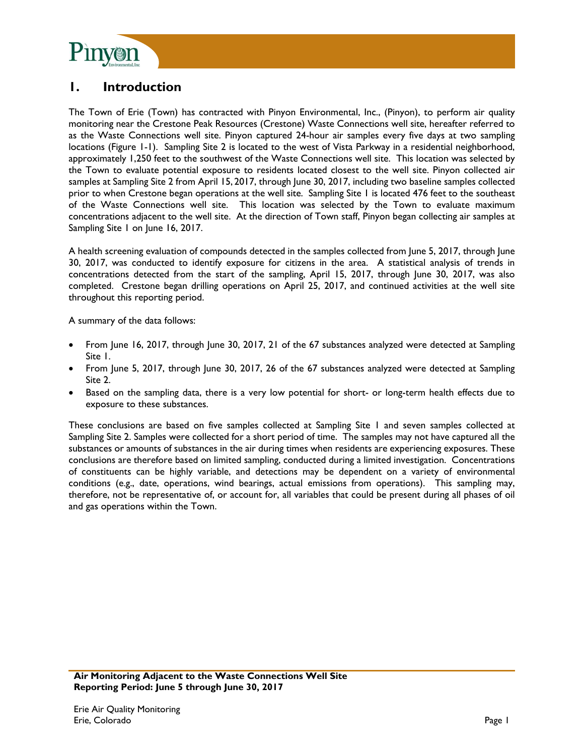# 1. Introduction

The Town of Erie (Town) has contracted with Pinyon Environmental, Inc., (Pinyon), to perform air quality monitoring near the Crestone Peak Resources (Crestone) Waste Connections well site, hereafter referred to as the Waste Connections well site. Pinyon captured 24-hour air samples every five days at two sampling locations (Figure 1-1). Sampling Site 2 is located to the west of Vista Parkway in a residential neighborhood, approximately 1,250 feet to the southwest of the Waste Connections well site. This location was selected by the Town to evaluate potential exposure to residents located closest to the well site. Pinyon collected air samples at Sampling Site 2 from April 15, 2017, through June 30, 2017, including two baseline samples collected prior to when Crestone began operations at the well site. Sampling Site 1 is located 476 feet to the southeast of the Waste Connections well site. This location was selected by the Town to evaluate maximum concentrations adjacent to the well site. At the direction of Town staff, Pinyon began collecting air samples at Sampling Site 1 on June 16, 2017.

A health screening evaluation of compounds detected in the samples collected from June 5, 2017, through June 30, 2017, was conducted to identify exposure for citizens in the area. A statistical analysis of trends in concentrations detected from the start of the sampling, April 15, 2017, through June 30, 2017, was also completed. Crestone began drilling operations on April 25, 2017, and continued activities at the well site throughout this reporting period.

A summary of the data follows:

- From June 16, 2017, through June 30, 2017, 21 of the 67 substances analyzed were detected at Sampling Site 1.
- From June 5, 2017, through June 30, 2017, 26 of the 67 substances analyzed were detected at Sampling Site 2.
- Based on the sampling data, there is a very low potential for short- or long-term health effects due to exposure to these substances.

These conclusions are based on five samples collected at Sampling Site 1 and seven samples collected at Sampling Site 2. Samples were collected for a short period of time. The samples may not have captured all the substances or amounts of substances in the air during times when residents are experiencing exposures. These conclusions are therefore based on limited sampling, conducted during a limited investigation. Concentrations of constituents can be highly variable, and detections may be dependent on a variety of environmental conditions (e.g., date, operations, wind bearings, actual emissions from operations). This sampling may, therefore, not be representative of, or account for, all variables that could be present during all phases of oil and gas operations within the Town.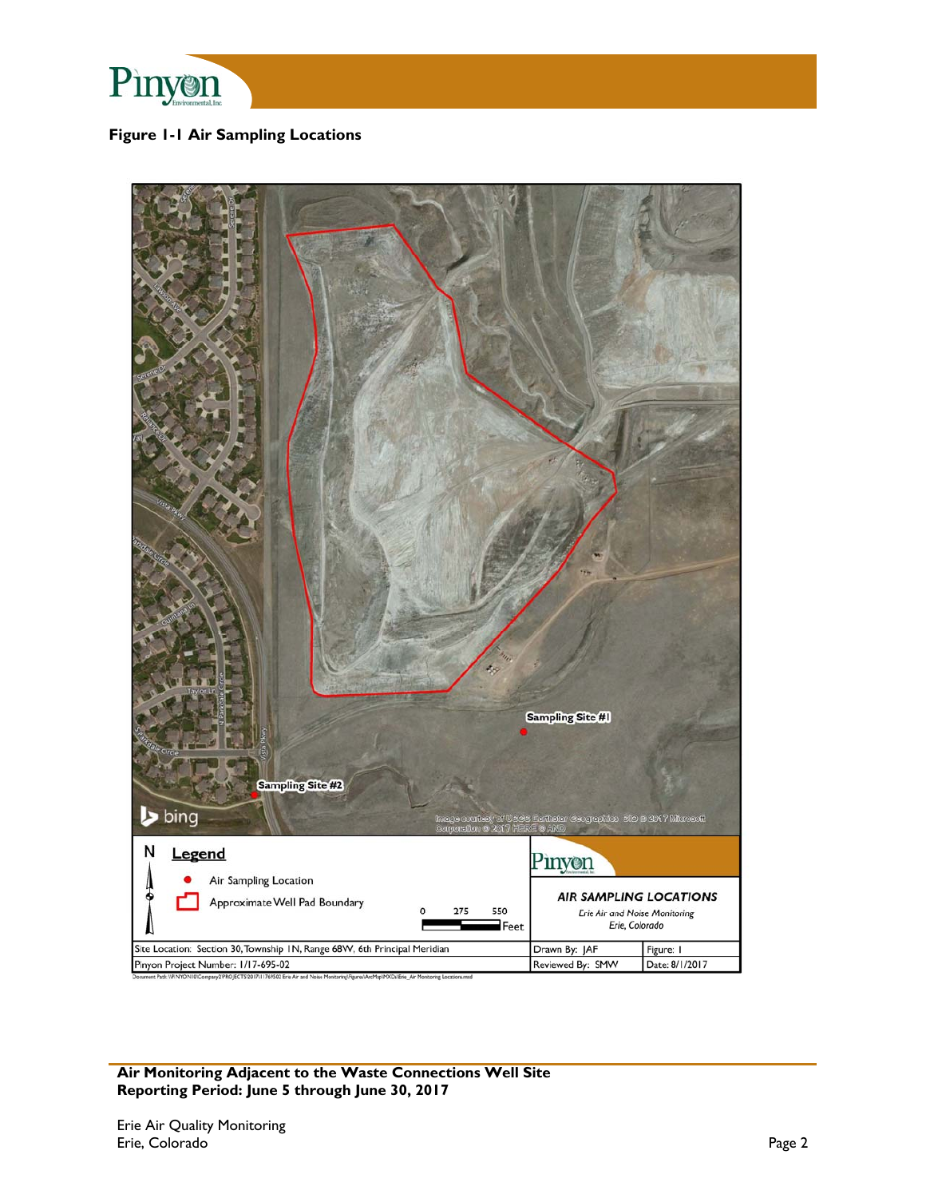**Figure 1-1 Air Sampling Locations**

Sampling Site #1

Sampling Site #2

**Legend**

- Air Sampling Location
- Approximate Well Pad Boundary

0 275 550 Feet

**AIR SAMPLING LOCATIONS**

*Erie Air and Noise Monitoring*
*Erie, Colorado*

| Site Location: Section 30, Township 1N, Range 68W, 6th Principal Meridian | Drawn By: JAF | Figure: 1 |
|---|---|---|
| Pinyon Project Number: 1/17-695-02 | Reviewed By: SMW | Date: 8/1/2017 |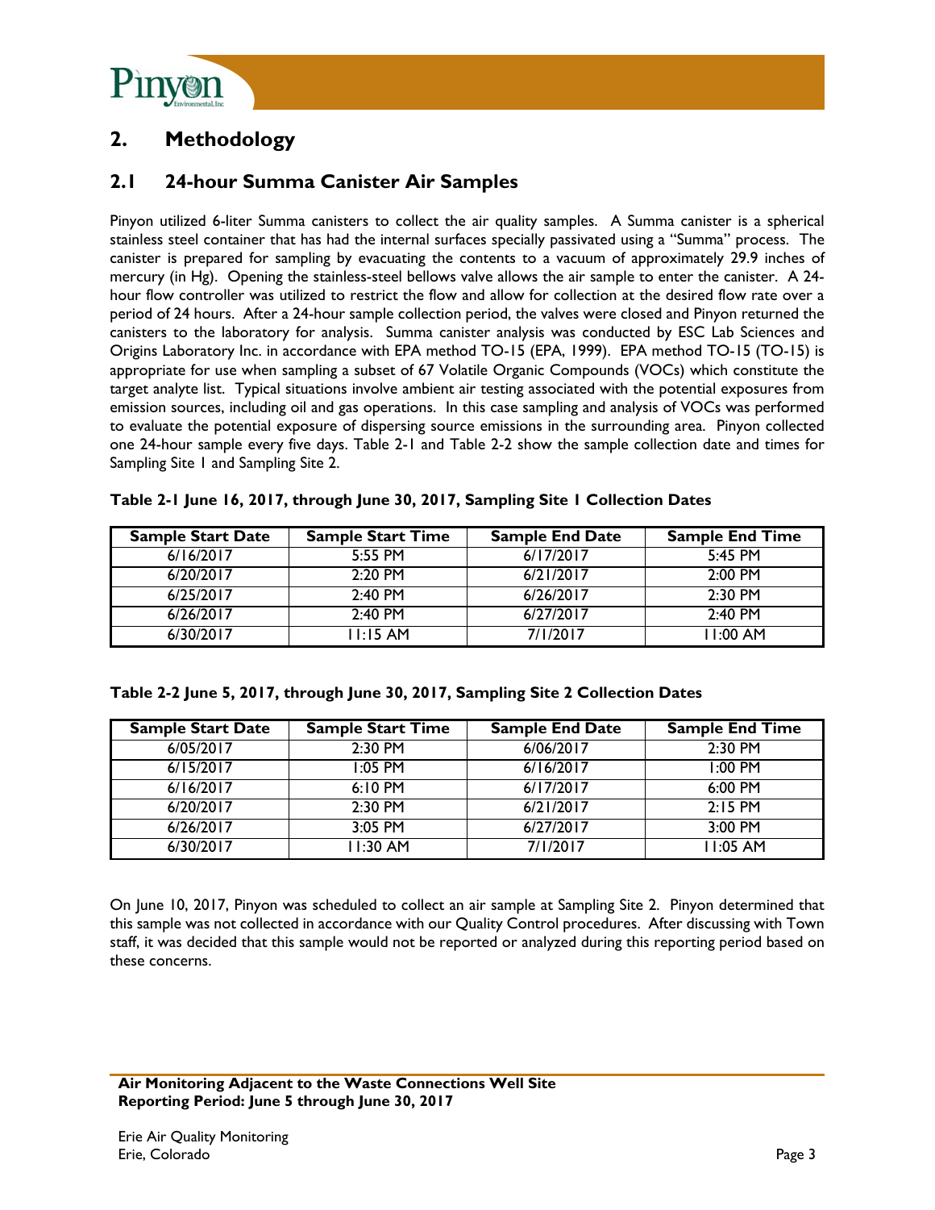# 2. Methodology

## 2.1 24-hour Summa Canister Air Samples

Pinyon utilized 6-liter Summa canisters to collect the air quality samples. A Summa canister is a spherical stainless steel container that has had the internal surfaces specially passivated using a "Summa" process. The canister is prepared for sampling by evacuating the contents to a vacuum of approximately 29.9 inches of mercury (in Hg). Opening the stainless-steel bellows valve allows the air sample to enter the canister. A 24-hour flow controller was utilized to restrict the flow and allow for collection at the desired flow rate over a period of 24 hours. After a 24-hour sample collection period, the valves were closed and Pinyon returned the canisters to the laboratory for analysis. Summa canister analysis was conducted by ESC Lab Sciences and Origins Laboratory Inc. in accordance with EPA method TO-15 (EPA, 1999). EPA method TO-15 (TO-15) is appropriate for use when sampling a subset of 67 Volatile Organic Compounds (VOCs) which constitute the target analyte list. Typical situations involve ambient air testing associated with the potential exposures from emission sources, including oil and gas operations. In this case sampling and analysis of VOCs was performed to evaluate the potential exposure of dispersing source emissions in the surrounding area. Pinyon collected one 24-hour sample every five days. Table 2-1 and Table 2-2 show the sample collection date and times for Sampling Site 1 and Sampling Site 2.

**Table 2-1 June 16, 2017, through June 30, 2017, Sampling Site 1 Collection Dates**

| Sample Start Date | Sample Start Time | Sample End Date | Sample End Time |
|---|---|---|---|
| 6/16/2017 | 5:55 PM | 6/17/2017 | 5:45 PM |
| 6/20/2017 | 2:20 PM | 6/21/2017 | 2:00 PM |
| 6/25/2017 | 2:40 PM | 6/26/2017 | 2:30 PM |
| 6/26/2017 | 2:40 PM | 6/27/2017 | 2:40 PM |
| 6/30/2017 | 11:15 AM | 7/1/2017 | 11:00 AM |

**Table 2-2 June 5, 2017, through June 30, 2017, Sampling Site 2 Collection Dates**

| Sample Start Date | Sample Start Time | Sample End Date | Sample End Time |
|---|---|---|---|
| 6/05/2017 | 2:30 PM | 6/06/2017 | 2:30 PM |
| 6/15/2017 | 1:05 PM | 6/16/2017 | 1:00 PM |
| 6/16/2017 | 6:10 PM | 6/17/2017 | 6:00 PM |
| 6/20/2017 | 2:30 PM | 6/21/2017 | 2:15 PM |
| 6/26/2017 | 3:05 PM | 6/27/2017 | 3:00 PM |
| 6/30/2017 | 11:30 AM | 7/1/2017 | 11:05 AM |

On June 10, 2017, Pinyon was scheduled to collect an air sample at Sampling Site 2. Pinyon determined that this sample was not collected in accordance with our Quality Control procedures. After discussing with Town staff, it was decided that this sample would not be reported or analyzed during this reporting period based on these concerns.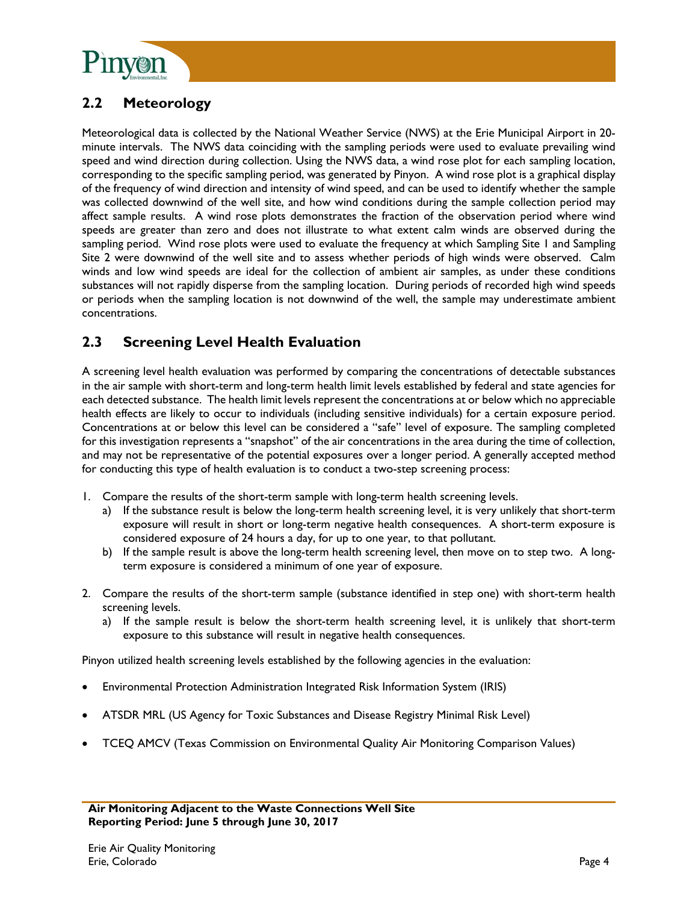## 2.2 Meteorology

Meteorological data is collected by the National Weather Service (NWS) at the Erie Municipal Airport in 20-minute intervals. The NWS data coinciding with the sampling periods were used to evaluate prevailing wind speed and wind direction during collection. Using the NWS data, a wind rose plot for each sampling location, corresponding to the specific sampling period, was generated by Pinyon. A wind rose plot is a graphical display of the frequency of wind direction and intensity of wind speed, and can be used to identify whether the sample was collected downwind of the well site, and how wind conditions during the sample collection period may affect sample results. A wind rose plots demonstrates the fraction of the observation period where wind speeds are greater than zero and does not illustrate to what extent calm winds are observed during the sampling period. Wind rose plots were used to evaluate the frequency at which Sampling Site 1 and Sampling Site 2 were downwind of the well site and to assess whether periods of high winds were observed. Calm winds and low wind speeds are ideal for the collection of ambient air samples, as under these conditions substances will not rapidly disperse from the sampling location. During periods of recorded high wind speeds or periods when the sampling location is not downwind of the well, the sample may underestimate ambient concentrations.

## 2.3 Screening Level Health Evaluation

A screening level health evaluation was performed by comparing the concentrations of detectable substances in the air sample with short-term and long-term health limit levels established by federal and state agencies for each detected substance. The health limit levels represent the concentrations at or below which no appreciable health effects are likely to occur to individuals (including sensitive individuals) for a certain exposure period. Concentrations at or below this level can be considered a "safe" level of exposure. The sampling completed for this investigation represents a "snapshot" of the air concentrations in the area during the time of collection, and may not be representative of the potential exposures over a longer period. A generally accepted method for conducting this type of health evaluation is to conduct a two-step screening process:

1. Compare the results of the short-term sample with long-term health screening levels.
   a) If the substance result is below the long-term health screening level, it is very unlikely that short-term exposure will result in short or long-term negative health consequences. A short-term exposure is considered exposure of 24 hours a day, for up to one year, to that pollutant.
   b) If the sample result is above the long-term health screening level, then move on to step two. A long-term exposure is considered a minimum of one year of exposure.

2. Compare the results of the short-term sample (substance identified in step one) with short-term health screening levels.
   a) If the sample result is below the short-term health screening level, it is unlikely that short-term exposure to this substance will result in negative health consequences.

Pinyon utilized health screening levels established by the following agencies in the evaluation:

- Environmental Protection Administration Integrated Risk Information System (IRIS)
- ATSDR MRL (US Agency for Toxic Substances and Disease Registry Minimal Risk Level)
- TCEQ AMCV (Texas Commission on Environmental Quality Air Monitoring Comparison Values)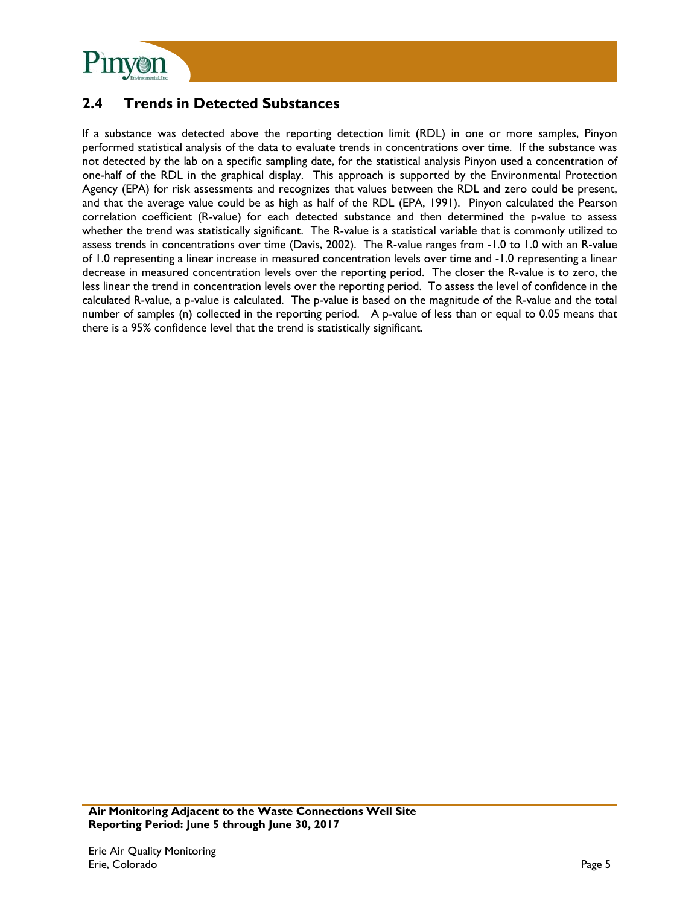## 2.4 Trends in Detected Substances

If a substance was detected above the reporting detection limit (RDL) in one or more samples, Pinyon performed statistical analysis of the data to evaluate trends in concentrations over time. If the substance was not detected by the lab on a specific sampling date, for the statistical analysis Pinyon used a concentration of one-half of the RDL in the graphical display. This approach is supported by the Environmental Protection Agency (EPA) for risk assessments and recognizes that values between the RDL and zero could be present, and that the average value could be as high as half of the RDL (EPA, 1991). Pinyon calculated the Pearson correlation coefficient (R-value) for each detected substance and then determined the p-value to assess whether the trend was statistically significant. The R-value is a statistical variable that is commonly utilized to assess trends in concentrations over time (Davis, 2002). The R-value ranges from -1.0 to 1.0 with an R-value of 1.0 representing a linear increase in measured concentration levels over time and -1.0 representing a linear decrease in measured concentration levels over the reporting period. The closer the R-value is to zero, the less linear the trend in concentration levels over the reporting period. To assess the level of confidence in the calculated R-value, a p-value is calculated. The p-value is based on the magnitude of the R-value and the total number of samples (n) collected in the reporting period. A p-value of less than or equal to 0.05 means that there is a 95% confidence level that the trend is statistically significant.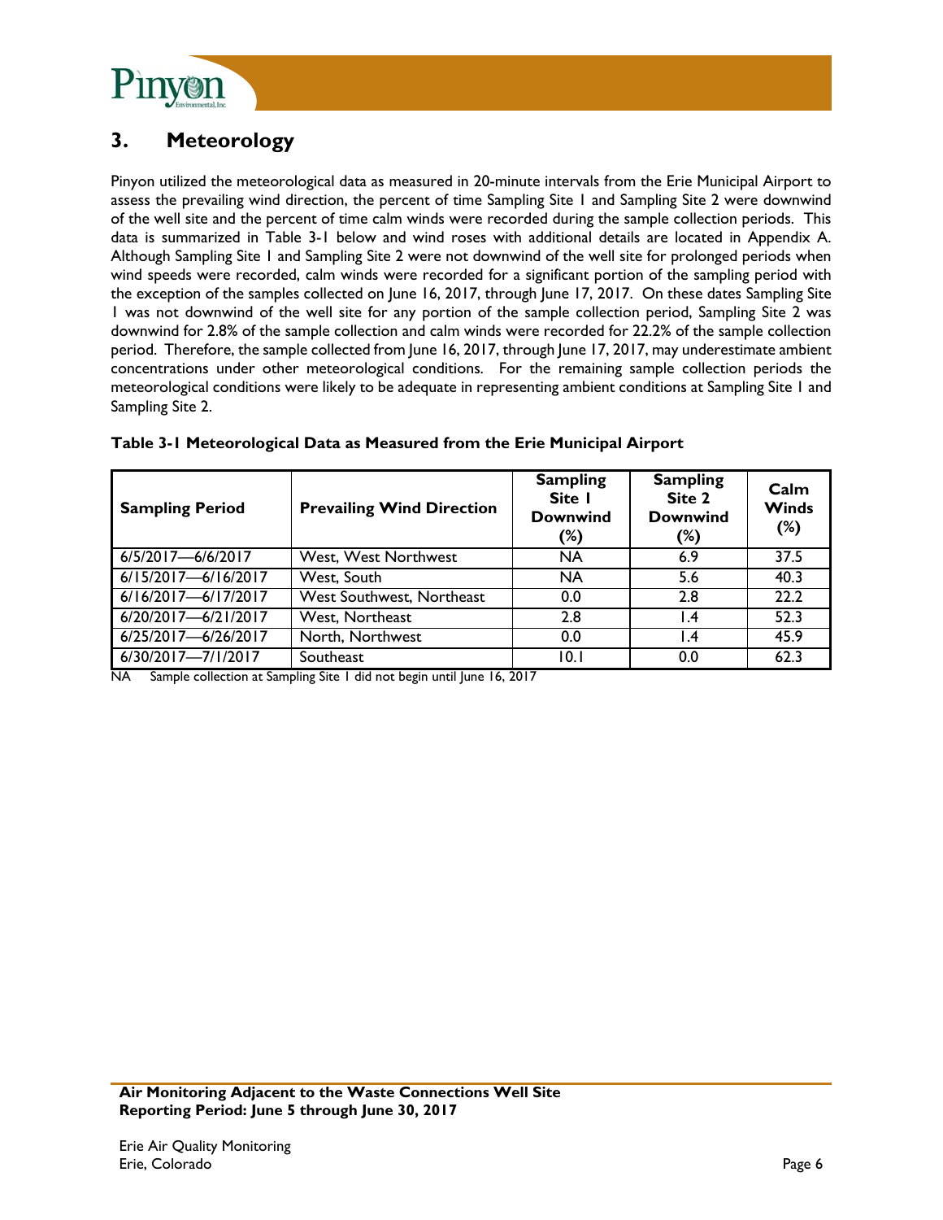# 3. Meteorology

Pinyon utilized the meteorological data as measured in 20-minute intervals from the Erie Municipal Airport to assess the prevailing wind direction, the percent of time Sampling Site 1 and Sampling Site 2 were downwind of the well site and the percent of time calm winds were recorded during the sample collection periods. This data is summarized in Table 3-1 below and wind roses with additional details are located in Appendix A. Although Sampling Site 1 and Sampling Site 2 were not downwind of the well site for prolonged periods when wind speeds were recorded, calm winds were recorded for a significant portion of the sampling period with the exception of the samples collected on June 16, 2017, through June 17, 2017. On these dates Sampling Site 1 was not downwind of the well site for any portion of the sample collection period, Sampling Site 2 was downwind for 2.8% of the sample collection and calm winds were recorded for 22.2% of the sample collection period. Therefore, the sample collected from June 16, 2017, through June 17, 2017, may underestimate ambient concentrations under other meteorological conditions. For the remaining sample collection periods the meteorological conditions were likely to be adequate in representing ambient conditions at Sampling Site 1 and Sampling Site 2.

**Table 3-1 Meteorological Data as Measured from the Erie Municipal Airport**

| Sampling Period | Prevailing Wind Direction | Sampling Site 1 Downwind (%) | Sampling Site 2 Downwind (%) | Calm Winds (%) |
|---|---|---|---|---|
| 6/5/2017—6/6/2017 | West, West Northwest | NA | 6.9 | 37.5 |
| 6/15/2017—6/16/2017 | West, South | NA | 5.6 | 40.3 |
| 6/16/2017—6/17/2017 | West Southwest, Northeast | 0.0 | 2.8 | 22.2 |
| 6/20/2017—6/21/2017 | West, Northeast | 2.8 | 1.4 | 52.3 |
| 6/25/2017—6/26/2017 | North, Northwest | 0.0 | 1.4 | 45.9 |
| 6/30/2017—7/1/2017 | Southeast | 10.1 | 0.0 | 62.3 |

NA Sample collection at Sampling Site 1 did not begin until June 16, 2017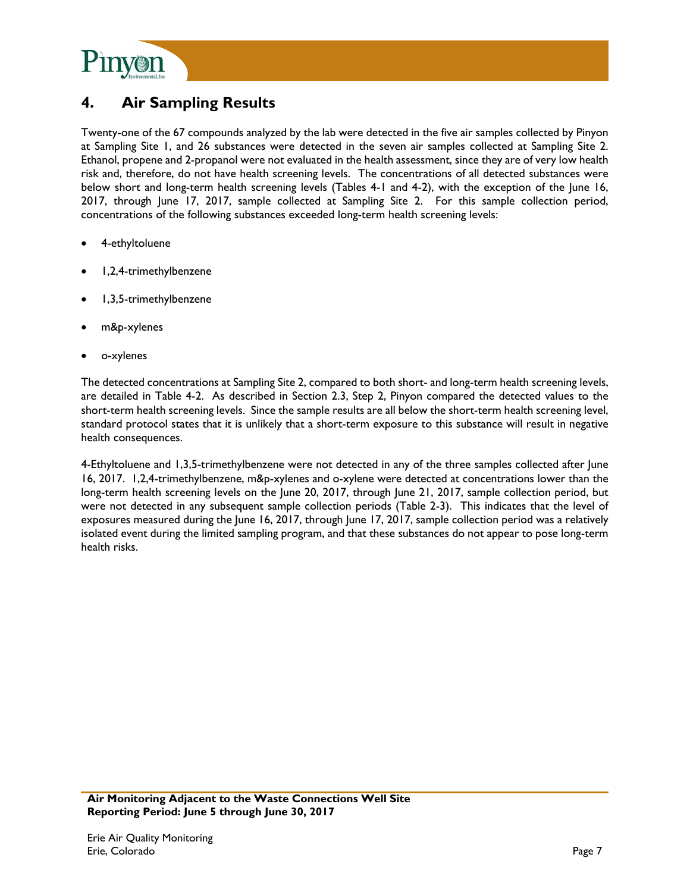# 4. Air Sampling Results

Twenty-one of the 67 compounds analyzed by the lab were detected in the five air samples collected by Pinyon at Sampling Site 1, and 26 substances were detected in the seven air samples collected at Sampling Site 2. Ethanol, propene and 2-propanol were not evaluated in the health assessment, since they are of very low health risk and, therefore, do not have health screening levels. The concentrations of all detected substances were below short and long-term health screening levels (Tables 4-1 and 4-2), with the exception of the June 16, 2017, through June 17, 2017, sample collected at Sampling Site 2. For this sample collection period, concentrations of the following substances exceeded long-term health screening levels:

- 4-ethyltoluene
- 1,2,4-trimethylbenzene
- 1,3,5-trimethylbenzene
- m&p-xylenes
- o-xylenes

The detected concentrations at Sampling Site 2, compared to both short- and long-term health screening levels, are detailed in Table 4-2. As described in Section 2.3, Step 2, Pinyon compared the detected values to the short-term health screening levels. Since the sample results are all below the short-term health screening level, standard protocol states that it is unlikely that a short-term exposure to this substance will result in negative health consequences.

4-Ethyltoluene and 1,3,5-trimethylbenzene were not detected in any of the three samples collected after June 16, 2017. 1,2,4-trimethylbenzene, m&p-xylenes and o-xylene were detected at concentrations lower than the long-term health screening levels on the June 20, 2017, through June 21, 2017, sample collection period, but were not detected in any subsequent sample collection periods (Table 2-3). This indicates that the level of exposures measured during the June 16, 2017, through June 17, 2017, sample collection period was a relatively isolated event during the limited sampling program, and that these substances do not appear to pose long-term health risks.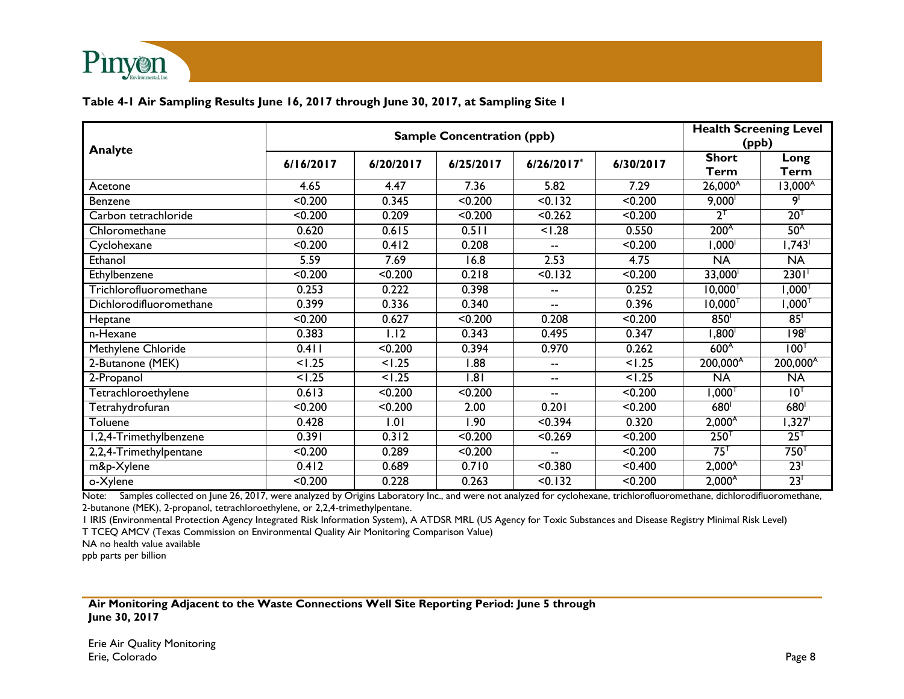**Table 4-1 Air Sampling Results June 16, 2017 through June 30, 2017, at Sampling Site 1**

| Analyte | Sample Concentration (ppb) | | | | | Health Screening Level (ppb) | |
|---|---|---|---|---|---|---|---|
| | 6/16/2017 | 6/20/2017 | 6/25/2017 | 6/26/2017* | 6/30/2017 | Short Term | Long Term |
| Acetone | 4.65 | 4.47 | 7.36 | 5.82 | 7.29 | 26,000[A] | 13,000[A] |
| Benzene | <0.200 | 0.345 | <0.200 | <0.132 | <0.200 | 9,000[I] | 9[I] |
| Carbon tetrachloride | <0.200 | 0.209 | <0.200 | <0.262 | <0.200 | 2[T] | 20[T] |
| Chloromethane | 0.620 | 0.615 | 0.511 | <1.28 | 0.550 | 200[A] | 50[A] |
| Cyclohexane | <0.200 | 0.412 | 0.208 | -- | <0.200 | 1,000[I] | 1,743[I] |
| Ethanol | 5.59 | 7.69 | 16.8 | 2.53 | 4.75 | NA | NA |
| Ethylbenzene | <0.200 | <0.200 | 0.218 | <0.132 | <0.200 | 33,000[I] | 2301[I] |
| Trichlorofluoromethane | 0.253 | 0.222 | 0.398 | -- | 0.252 | 10,000[T] | 1,000[T] |
| Dichlorodifluoromethane | 0.399 | 0.336 | 0.340 | -- | 0.396 | 10,000[T] | 1,000[T] |
| Heptane | <0.200 | 0.627 | <0.200 | 0.208 | <0.200 | 850[I] | 85[I] |
| n-Hexane | 0.383 | 1.12 | 0.343 | 0.495 | 0.347 | 1,800[I] | 198[I] |
| Methylene Chloride | 0.411 | <0.200 | 0.394 | 0.970 | 0.262 | 600[A] | 100[T] |
| 2-Butanone (MEK) | <1.25 | <1.25 | 1.88 | -- | <1.25 | 200,000[A] | 200,000[A] |
| 2-Propanol | <1.25 | <1.25 | 1.81 | -- | <1.25 | NA | NA |
| Tetrachloroethylene | 0.613 | <0.200 | <0.200 | -- | <0.200 | 1,000[T] | 10[T] |
| Tetrahydrofuran | <0.200 | <0.200 | 2.00 | 0.201 | <0.200 | 680[I] | 680[I] |
| Toluene | 0.428 | 1.01 | 1.90 | <0.394 | 0.320 | 2,000[A] | 1,327[I] |
| 1,2,4-Trimethylbenzene | 0.391 | 0.312 | <0.200 | <0.269 | <0.200 | 250[T] | 25[T] |
| 2,2,4-Trimethylpentane | <0.200 | 0.289 | <0.200 | -- | <0.200 | 75[T] | 750[T] |
| m&p-Xylene | 0.412 | 0.689 | 0.710 | <0.380 | <0.400 | 2,000[A] | 23[I] |
| o-Xylene | <0.200 | 0.228 | 0.263 | <0.132 | <0.200 | 2,000[A] | 23[I] |

Note: Samples collected on June 26, 2017, were analyzed by Origins Laboratory Inc., and were not analyzed for cyclohexane, trichlorofluoromethane, dichlorodifluoromethane, 2-butanone (MEK), 2-propanol, tetrachloroethylene, or 2,2,4-trimethylpentane.

I IRIS (Environmental Protection Agency Integrated Risk Information System), A ATDSR MRL (US Agency for Toxic Substances and Disease Registry Minimal Risk Level)

T TCEQ AMCV (Texas Commission on Environmental Quality Air Monitoring Comparison Value)

NA no health value available

ppb parts per billion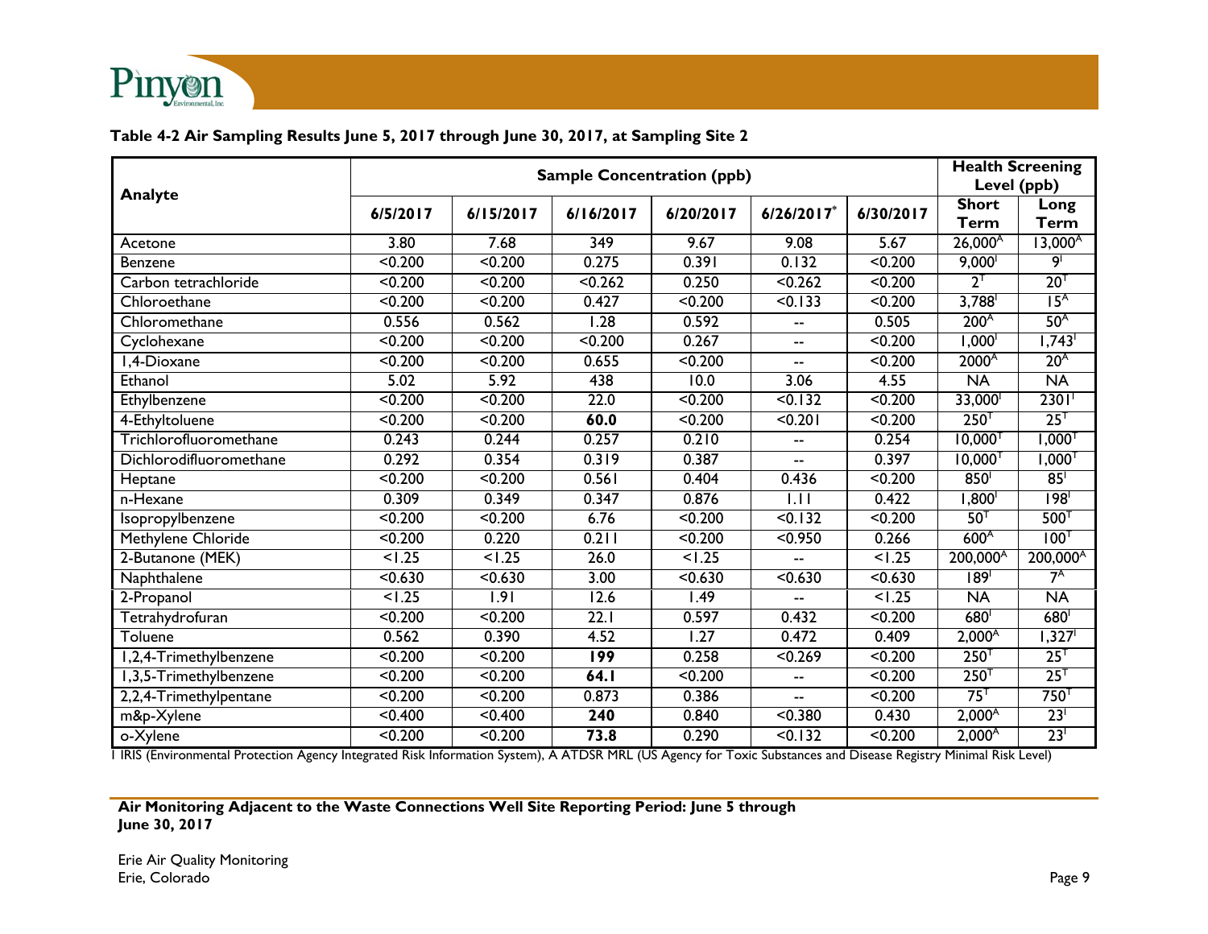**Table 4-2 Air Sampling Results June 5, 2017 through June 30, 2017, at Sampling Site 2**

| Analyte | Sample Concentration (ppb) | | | | | | Health Screening Level (ppb) | |
|---|---|---|---|---|---|---|---|---|
| | 6/5/2017 | 6/15/2017 | 6/16/2017 | 6/20/2017 | 6/26/2017* | 6/30/2017 | Short Term | Long Term |
| Acetone | 3.80 | 7.68 | 349 | 9.67 | 9.08 | 5.67 | 26,000 A | 13,000 A |
| Benzene | <0.200 | <0.200 | 0.275 | 0.391 | 0.132 | <0.200 | 9,000 I | 9 I |
| Carbon tetrachloride | <0.200 | <0.200 | <0.262 | 0.250 | <0.262 | <0.200 | 2 T | 20 T |
| Chloroethane | <0.200 | <0.200 | 0.427 | <0.200 | <0.133 | <0.200 | 3,788 I | 15 A |
| Chloromethane | 0.556 | 0.562 | 1.28 | 0.592 | -- | 0.505 | 200 A | 50 A |
| Cyclohexane | <0.200 | <0.200 | <0.200 | 0.267 | -- | <0.200 | 1,000 I | 1,743 I |
| 1,4-Dioxane | <0.200 | <0.200 | 0.655 | <0.200 | -- | <0.200 | 2000 A | 20 A |
| Ethanol | 5.02 | 5.92 | 438 | 10.0 | 3.06 | 4.55 | NA | NA |
| Ethylbenzene | <0.200 | <0.200 | 22.0 | <0.200 | <0.132 | <0.200 | 33,000 I | 2301 I |
| 4-Ethyltoluene | <0.200 | <0.200 | **60.0** | <0.200 | <0.201 | <0.200 | 250 T | 25 T |
| Trichlorofluoromethane | 0.243 | 0.244 | 0.257 | 0.210 | -- | 0.254 | 10,000 T | 1,000 T |
| Dichlorodifluoromethane | 0.292 | 0.354 | 0.319 | 0.387 | -- | 0.397 | 10,000 T | 1,000 T |
| Heptane | <0.200 | <0.200 | 0.561 | 0.404 | 0.436 | <0.200 | 850 I | 85 I |
| n-Hexane | 0.309 | 0.349 | 0.347 | 0.876 | 1.11 | 0.422 | 1,800 I | 198 I |
| Isopropylbenzene | <0.200 | <0.200 | 6.76 | <0.200 | <0.132 | <0.200 | 50 T | 500 T |
| Methylene Chloride | <0.200 | 0.220 | 0.211 | <0.200 | <0.950 | 0.266 | 600 A | 100 T |
| 2-Butanone (MEK) | <1.25 | <1.25 | 26.0 | <1.25 | -- | <1.25 | 200,000 A | 200,000 A |
| Naphthalene | <0.630 | <0.630 | 3.00 | <0.630 | <0.630 | <0.630 | 189 I | 7 A |
| 2-Propanol | <1.25 | 1.91 | 12.6 | 1.49 | -- | <1.25 | NA | NA |
| Tetrahydrofuran | <0.200 | <0.200 | 22.1 | 0.597 | 0.432 | <0.200 | 680 I | 680 I |
| Toluene | 0.562 | 0.390 | 4.52 | 1.27 | 0.472 | 0.409 | 2,000 A | 1,327 I |
| 1,2,4-Trimethylbenzene | <0.200 | <0.200 | **199** | 0.258 | <0.269 | <0.200 | 250 T | 25 T |
| 1,3,5-Trimethylbenzene | <0.200 | <0.200 | **64.1** | <0.200 | -- | <0.200 | 250 T | 25 T |
| 2,2,4-Trimethylpentane | <0.200 | <0.200 | 0.873 | 0.386 | -- | <0.200 | 75 T | 750 T |
| m&p-Xylene | <0.400 | <0.400 | **240** | 0.840 | <0.380 | 0.430 | 2,000 A | 23 I |
| o-Xylene | <0.200 | <0.200 | **73.8** | 0.290 | <0.132 | <0.200 | 2,000 A | 23 I |

I IRIS (Environmental Protection Agency Integrated Risk Information System), A ATDSR MRL (US Agency for Toxic Substances and Disease Registry Minimal Risk Level)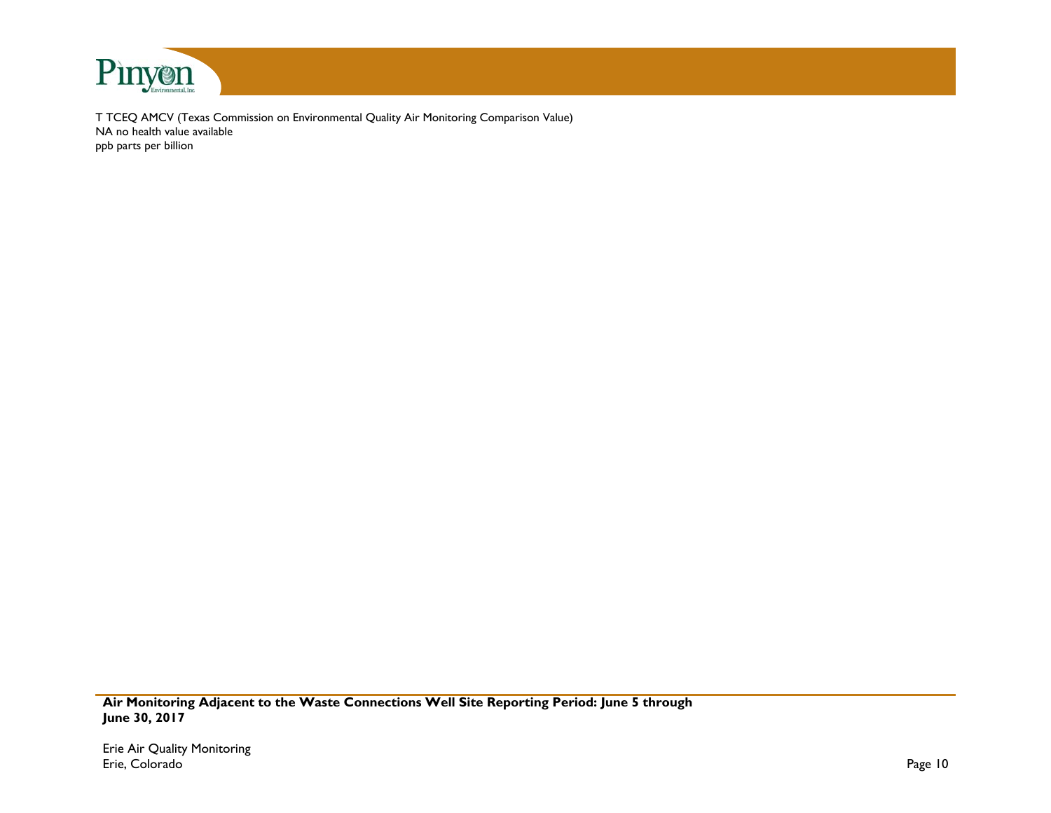T TCEQ AMCV (Texas Commission on Environmental Quality Air Monitoring Comparison Value)
NA no health value available
ppb parts per billion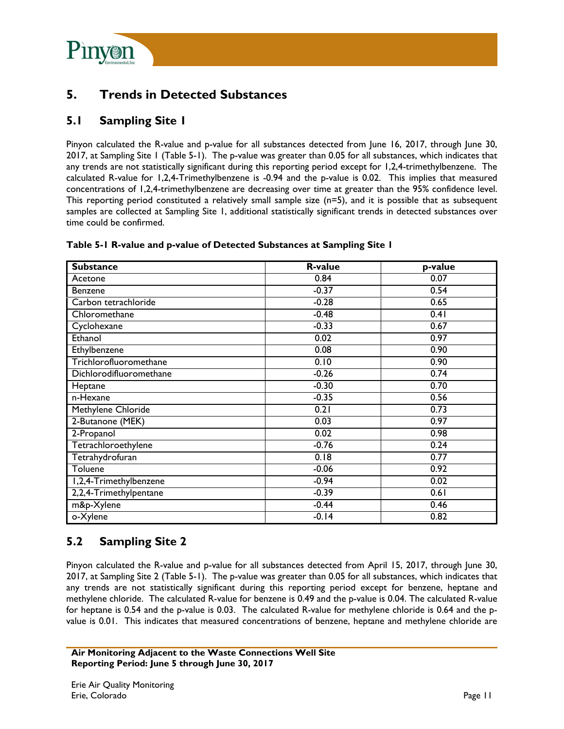# 5. Trends in Detected Substances

## 5.1 Sampling Site 1

Pinyon calculated the R-value and p-value for all substances detected from June 16, 2017, through June 30, 2017, at Sampling Site 1 (Table 5-1). The p-value was greater than 0.05 for all substances, which indicates that any trends are not statistically significant during this reporting period except for 1,2,4-trimethylbenzene. The calculated R-value for 1,2,4-Trimethylbenzene is -0.94 and the p-value is 0.02. This implies that measured concentrations of 1,2,4-trimethylbenzene are decreasing over time at greater than the 95% confidence level. This reporting period constituted a relatively small sample size (n=5), and it is possible that as subsequent samples are collected at Sampling Site 1, additional statistically significant trends in detected substances over time could be confirmed.

**Table 5-1 R-value and p-value of Detected Substances at Sampling Site 1**

| Substance | R-value | p-value |
|---|---|---|
| Acetone | 0.84 | 0.07 |
| Benzene | -0.37 | 0.54 |
| Carbon tetrachloride | -0.28 | 0.65 |
| Chloromethane | -0.48 | 0.41 |
| Cyclohexane | -0.33 | 0.67 |
| Ethanol | 0.02 | 0.97 |
| Ethylbenzene | 0.08 | 0.90 |
| Trichlorofluoromethane | 0.10 | 0.90 |
| Dichlorodifluoromethane | -0.26 | 0.74 |
| Heptane | -0.30 | 0.70 |
| n-Hexane | -0.35 | 0.56 |
| Methylene Chloride | 0.21 | 0.73 |
| 2-Butanone (MEK) | 0.03 | 0.97 |
| 2-Propanol | 0.02 | 0.98 |
| Tetrachloroethylene | -0.76 | 0.24 |
| Tetrahydrofuran | 0.18 | 0.77 |
| Toluene | -0.06 | 0.92 |
| 1,2,4-Trimethylbenzene | -0.94 | 0.02 |
| 2,2,4-Trimethylpentane | -0.39 | 0.61 |
| m&p-Xylene | -0.44 | 0.46 |
| o-Xylene | -0.14 | 0.82 |

## 5.2 Sampling Site 2

Pinyon calculated the R-value and p-value for all substances detected from April 15, 2017, through June 30, 2017, at Sampling Site 2 (Table 5-1). The p-value was greater than 0.05 for all substances, which indicates that any trends are not statistically significant during this reporting period except for benzene, heptane and methylene chloride. The calculated R-value for benzene is 0.49 and the p-value is 0.04. The calculated R-value for heptane is 0.54 and the p-value is 0.03. The calculated R-value for methylene chloride is 0.64 and the p-value is 0.01. This indicates that measured concentrations of benzene, heptane and methylene chloride are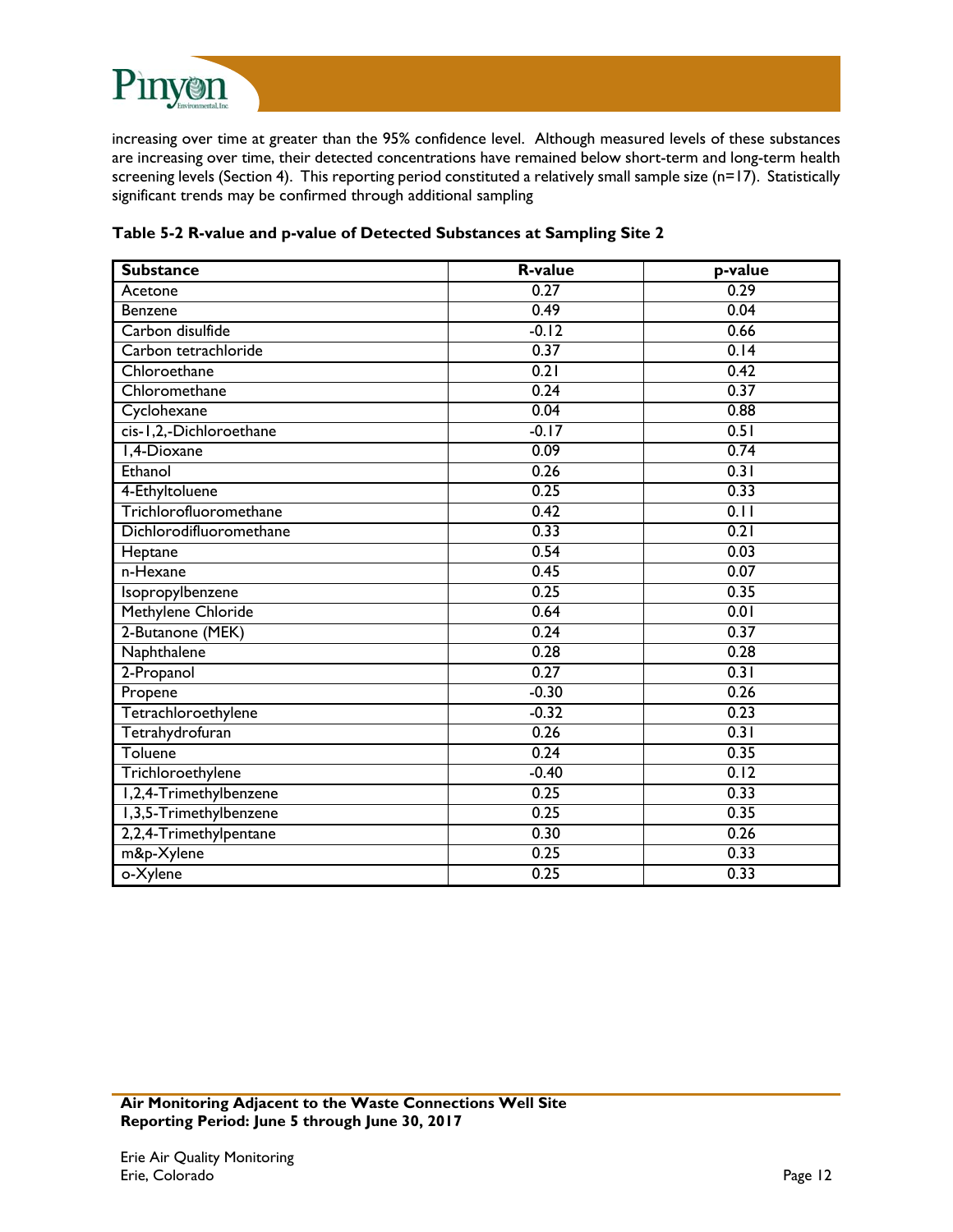increasing over time at greater than the 95% confidence level. Although measured levels of these substances are increasing over time, their detected concentrations have remained below short-term and long-term health screening levels (Section 4). This reporting period constituted a relatively small sample size (n=17). Statistically significant trends may be confirmed through additional sampling

**Table 5-2 R-value and p-value of Detected Substances at Sampling Site 2**

| Substance | R-value | p-value |
|---|---|---|
| Acetone | 0.27 | 0.29 |
| Benzene | 0.49 | 0.04 |
| Carbon disulfide | -0.12 | 0.66 |
| Carbon tetrachloride | 0.37 | 0.14 |
| Chloroethane | 0.21 | 0.42 |
| Chloromethane | 0.24 | 0.37 |
| Cyclohexane | 0.04 | 0.88 |
| cis-1,2,-Dichloroethane | -0.17 | 0.51 |
| 1,4-Dioxane | 0.09 | 0.74 |
| Ethanol | 0.26 | 0.31 |
| 4-Ethyltoluene | 0.25 | 0.33 |
| Trichlorofluoromethane | 0.42 | 0.11 |
| Dichlorodifluoromethane | 0.33 | 0.21 |
| Heptane | 0.54 | 0.03 |
| n-Hexane | 0.45 | 0.07 |
| Isopropylbenzene | 0.25 | 0.35 |
| Methylene Chloride | 0.64 | 0.01 |
| 2-Butanone (MEK) | 0.24 | 0.37 |
| Naphthalene | 0.28 | 0.28 |
| 2-Propanol | 0.27 | 0.31 |
| Propene | -0.30 | 0.26 |
| Tetrachloroethylene | -0.32 | 0.23 |
| Tetrahydrofuran | 0.26 | 0.31 |
| Toluene | 0.24 | 0.35 |
| Trichloroethylene | -0.40 | 0.12 |
| 1,2,4-Trimethylbenzene | 0.25 | 0.33 |
| 1,3,5-Trimethylbenzene | 0.25 | 0.35 |
| 2,2,4-Trimethylpentane | 0.30 | 0.26 |
| m&p-Xylene | 0.25 | 0.33 |
| o-Xylene | 0.25 | 0.33 |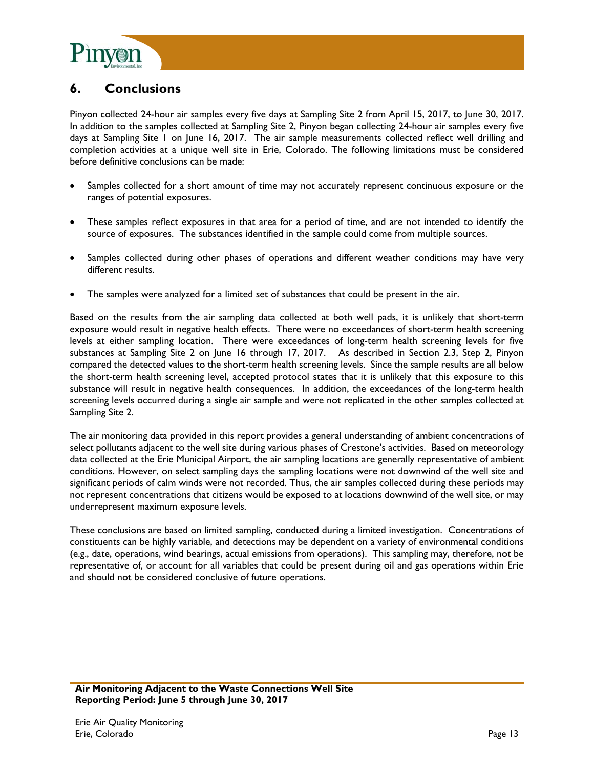## 6. Conclusions

Pinyon collected 24-hour air samples every five days at Sampling Site 2 from April 15, 2017, to June 30, 2017. In addition to the samples collected at Sampling Site 2, Pinyon began collecting 24-hour air samples every five days at Sampling Site 1 on June 16, 2017. The air sample measurements collected reflect well drilling and completion activities at a unique well site in Erie, Colorado. The following limitations must be considered before definitive conclusions can be made:

- Samples collected for a short amount of time may not accurately represent continuous exposure or the ranges of potential exposures.
- These samples reflect exposures in that area for a period of time, and are not intended to identify the source of exposures. The substances identified in the sample could come from multiple sources.
- Samples collected during other phases of operations and different weather conditions may have very different results.
- The samples were analyzed for a limited set of substances that could be present in the air.

Based on the results from the air sampling data collected at both well pads, it is unlikely that short-term exposure would result in negative health effects. There were no exceedances of short-term health screening levels at either sampling location. There were exceedances of long-term health screening levels for five substances at Sampling Site 2 on June 16 through 17, 2017. As described in Section 2.3, Step 2, Pinyon compared the detected values to the short-term health screening levels. Since the sample results are all below the short-term health screening level, accepted protocol states that it is unlikely that this exposure to this substance will result in negative health consequences. In addition, the exceedances of the long-term health screening levels occurred during a single air sample and were not replicated in the other samples collected at Sampling Site 2.

The air monitoring data provided in this report provides a general understanding of ambient concentrations of select pollutants adjacent to the well site during various phases of Crestone's activities. Based on meteorology data collected at the Erie Municipal Airport, the air sampling locations are generally representative of ambient conditions. However, on select sampling days the sampling locations were not downwind of the well site and significant periods of calm winds were not recorded. Thus, the air samples collected during these periods may not represent concentrations that citizens would be exposed to at locations downwind of the well site, or may underrepresent maximum exposure levels.

These conclusions are based on limited sampling, conducted during a limited investigation. Concentrations of constituents can be highly variable, and detections may be dependent on a variety of environmental conditions (e.g., date, operations, wind bearings, actual emissions from operations). This sampling may, therefore, not be representative of, or account for all variables that could be present during oil and gas operations within Erie and should not be considered conclusive of future operations.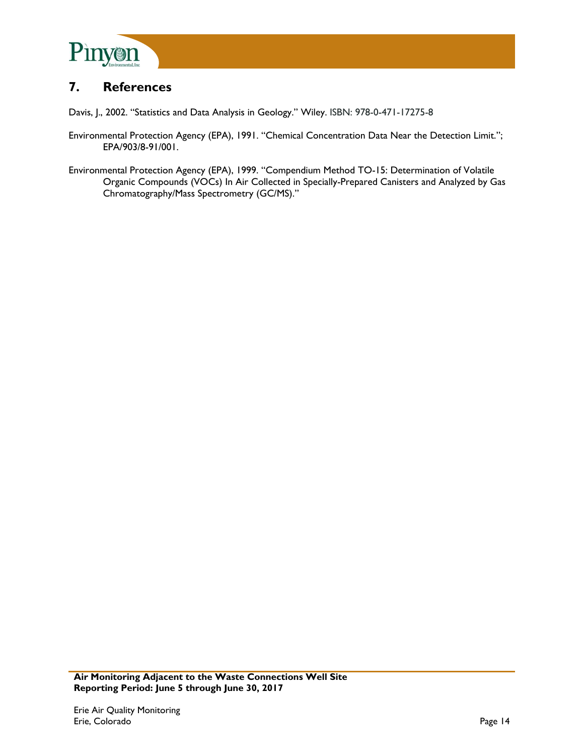## 7. References

Davis, J., 2002. "Statistics and Data Analysis in Geology." Wiley. ISBN: 978-0-471-17275-8

Environmental Protection Agency (EPA), 1991. "Chemical Concentration Data Near the Detection Limit."; EPA/903/8-91/001.

Environmental Protection Agency (EPA), 1999. "Compendium Method TO-15: Determination of Volatile Organic Compounds (VOCs) In Air Collected in Specially-Prepared Canisters and Analyzed by Gas Chromatography/Mass Spectrometry (GC/MS)."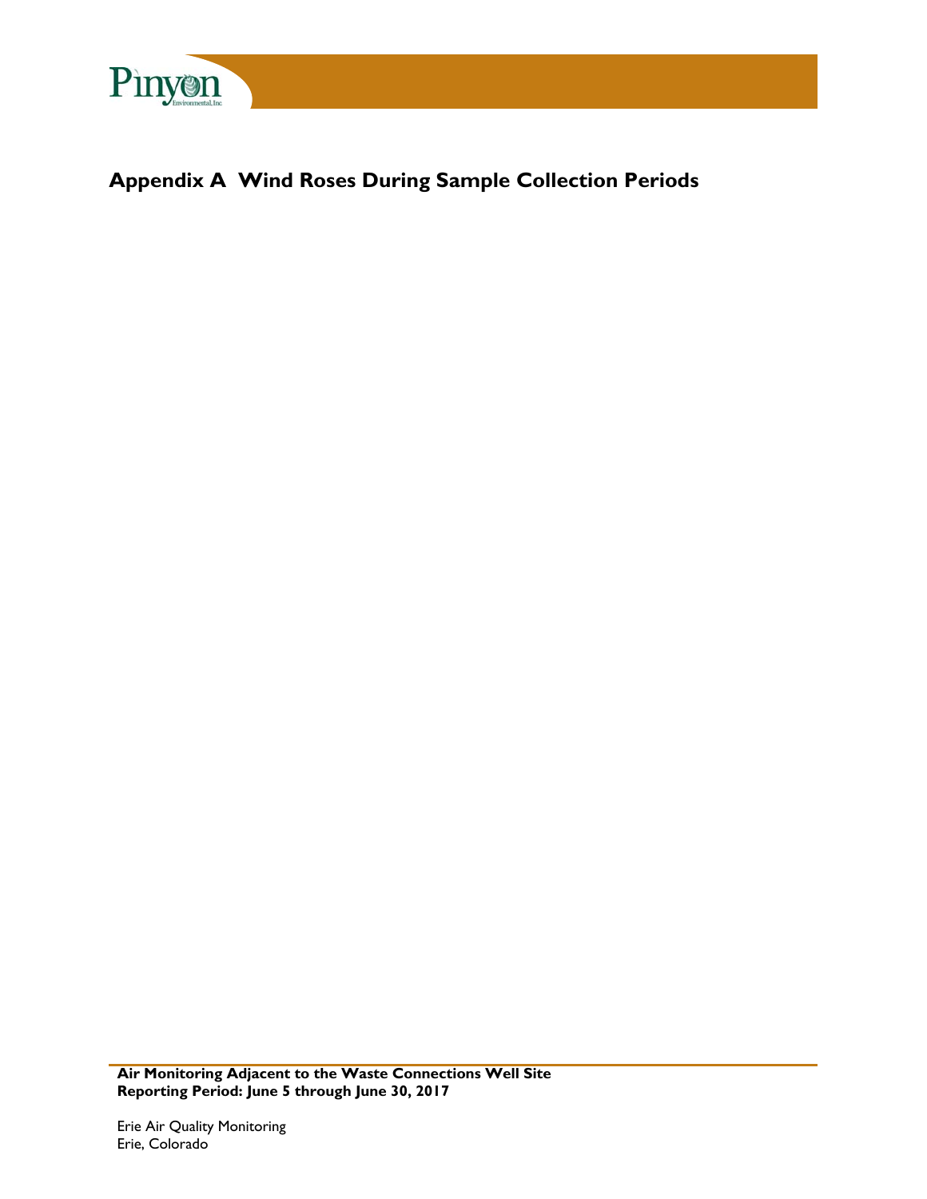# Appendix A  Wind Roses During Sample Collection Periods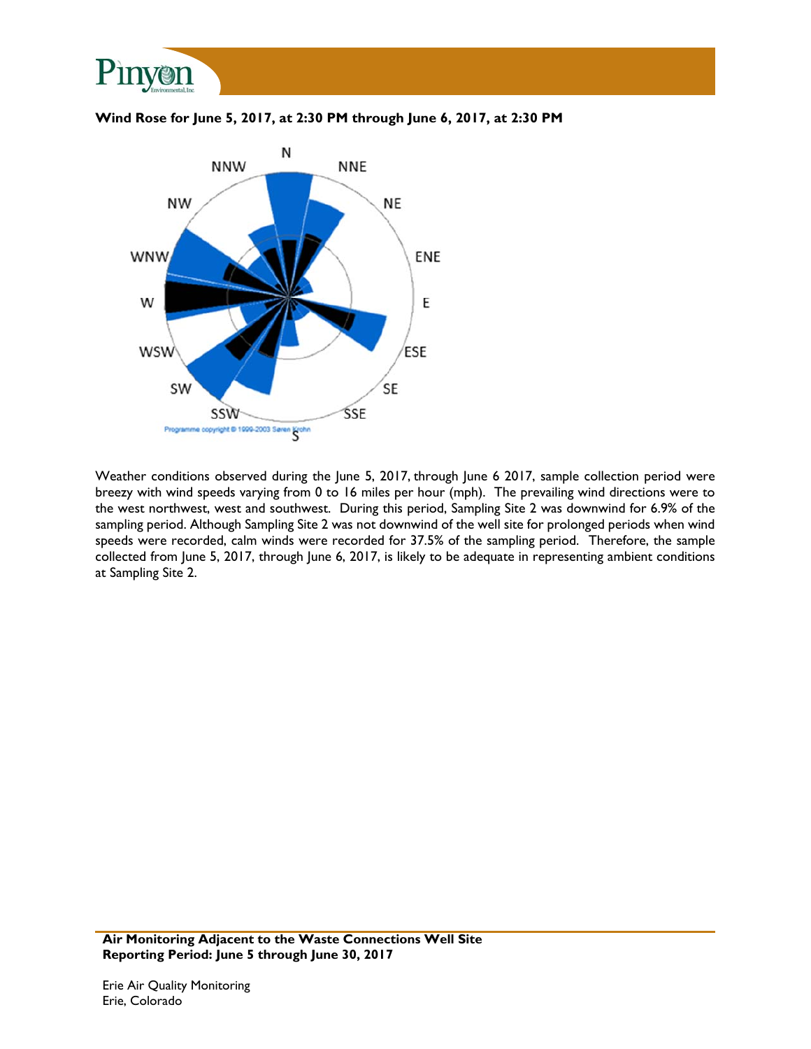**Wind Rose for June 5, 2017, at 2:30 PM through June 6, 2017, at 2:30 PM**

Weather conditions observed during the June 5, 2017, through June 6 2017, sample collection period were breezy with wind speeds varying from 0 to 16 miles per hour (mph). The prevailing wind directions were to the west northwest, west and southwest. During this period, Sampling Site 2 was downwind for 6.9% of the sampling period. Although Sampling Site 2 was not downwind of the well site for prolonged periods when wind speeds were recorded, calm winds were recorded for 37.5% of the sampling period. Therefore, the sample collected from June 5, 2017, through June 6, 2017, is likely to be adequate in representing ambient conditions at Sampling Site 2.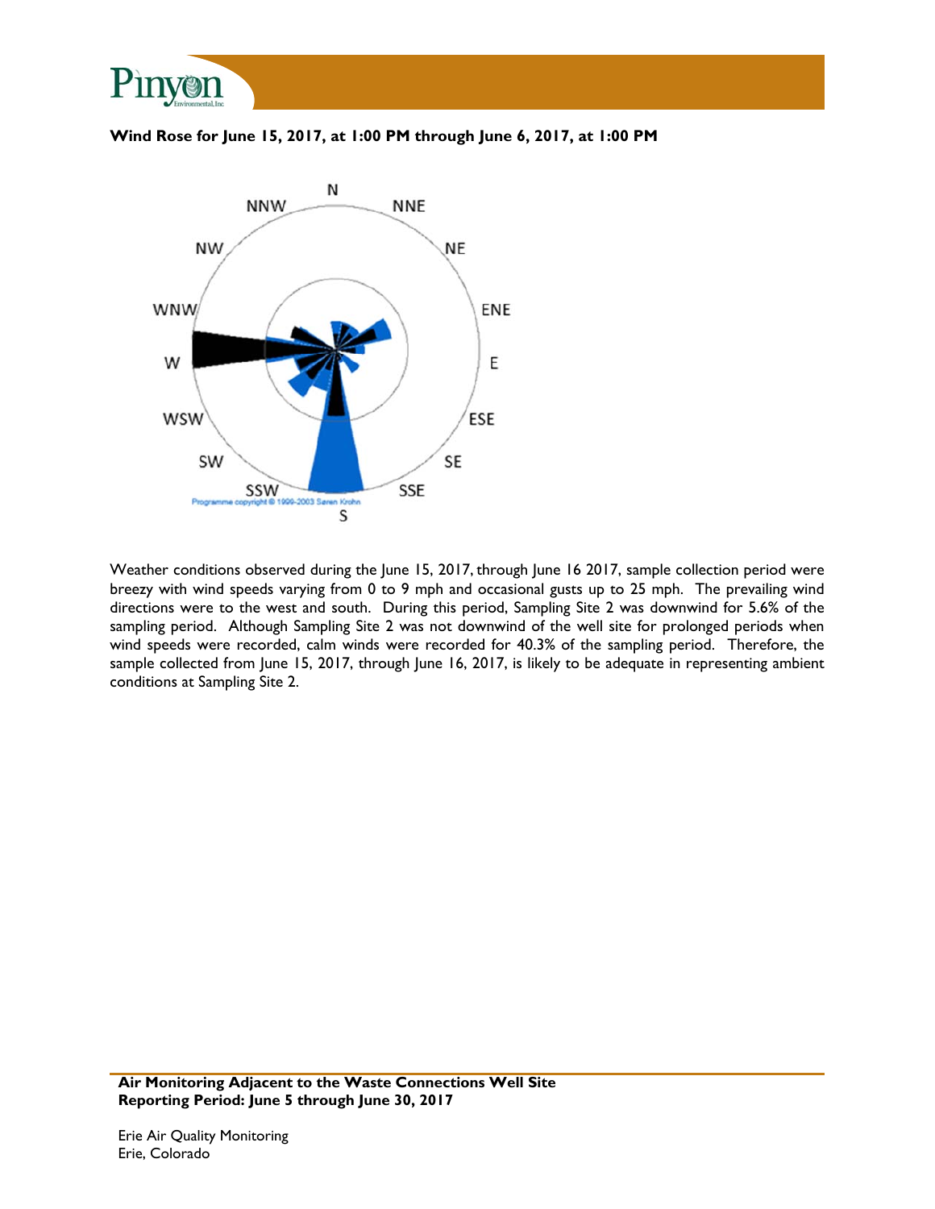**Wind Rose for June 15, 2017, at 1:00 PM through June 6, 2017, at 1:00 PM**

Weather conditions observed during the June 15, 2017, through June 16 2017, sample collection period were breezy with wind speeds varying from 0 to 9 mph and occasional gusts up to 25 mph. The prevailing wind directions were to the west and south. During this period, Sampling Site 2 was downwind for 5.6% of the sampling period. Although Sampling Site 2 was not downwind of the well site for prolonged periods when wind speeds were recorded, calm winds were recorded for 40.3% of the sampling period. Therefore, the sample collected from June 15, 2017, through June 16, 2017, is likely to be adequate in representing ambient conditions at Sampling Site 2.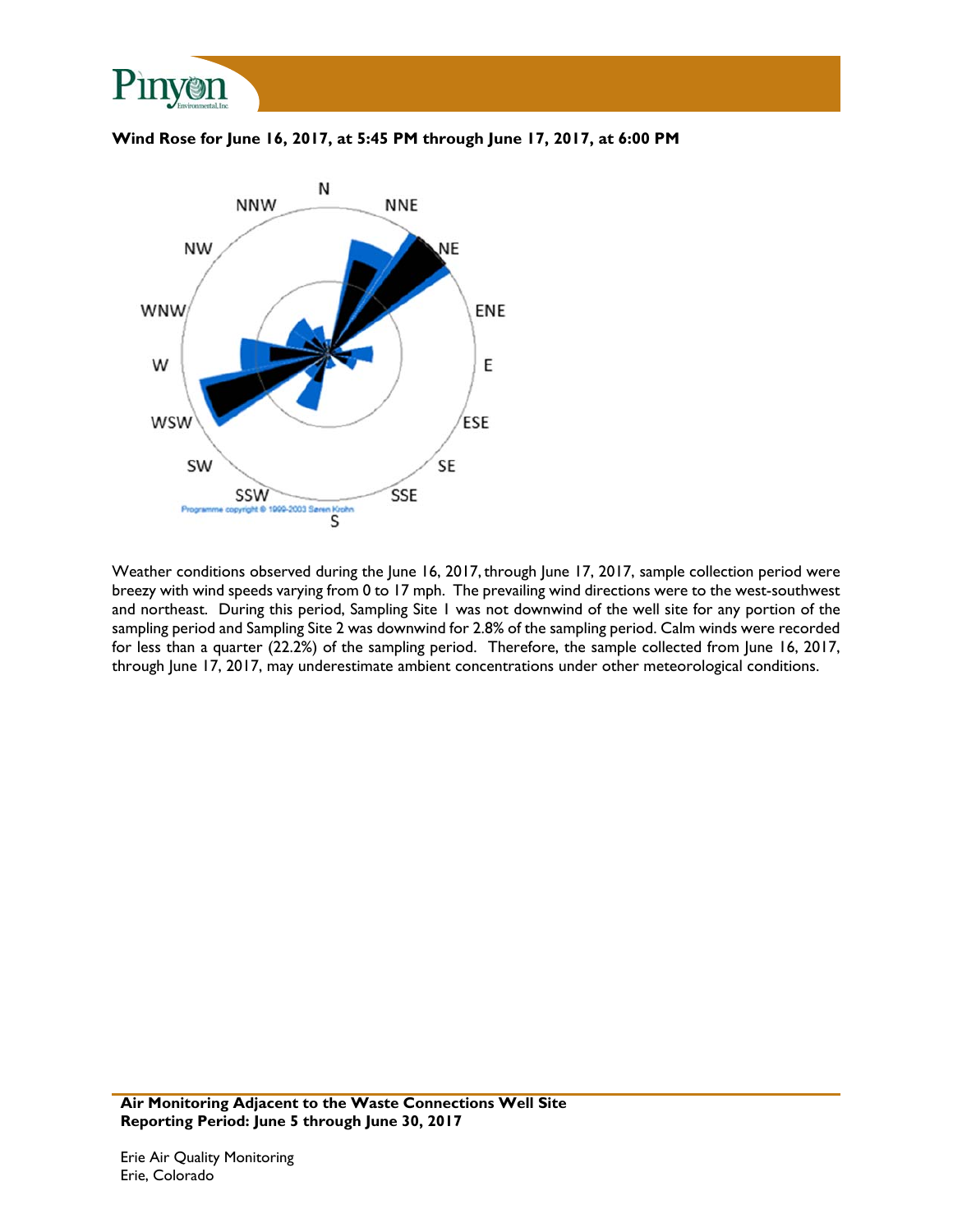**Wind Rose for June 16, 2017, at 5:45 PM through June 17, 2017, at 6:00 PM**

Weather conditions observed during the June 16, 2017, through June 17, 2017, sample collection period were breezy with wind speeds varying from 0 to 17 mph. The prevailing wind directions were to the west-southwest and northeast. During this period, Sampling Site 1 was not downwind of the well site for any portion of the sampling period and Sampling Site 2 was downwind for 2.8% of the sampling period. Calm winds were recorded for less than a quarter (22.2%) of the sampling period. Therefore, the sample collected from June 16, 2017, through June 17, 2017, may underestimate ambient concentrations under other meteorological conditions.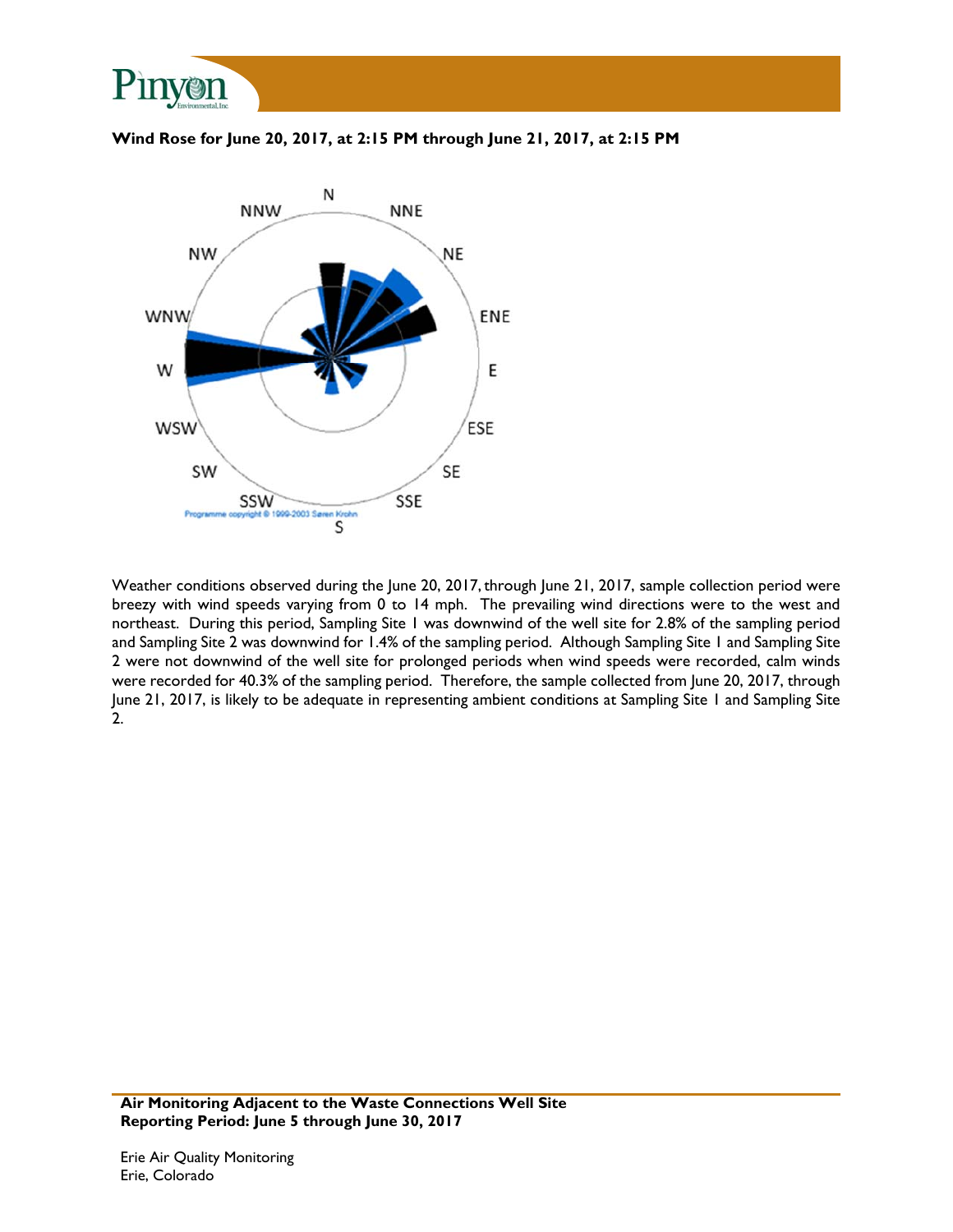**Wind Rose for June 20, 2017, at 2:15 PM through June 21, 2017, at 2:15 PM**

Weather conditions observed during the June 20, 2017, through June 21, 2017, sample collection period were breezy with wind speeds varying from 0 to 14 mph. The prevailing wind directions were to the west and northeast. During this period, Sampling Site 1 was downwind of the well site for 2.8% of the sampling period and Sampling Site 2 was downwind for 1.4% of the sampling period. Although Sampling Site 1 and Sampling Site 2 were not downwind of the well site for prolonged periods when wind speeds were recorded, calm winds were recorded for 40.3% of the sampling period. Therefore, the sample collected from June 20, 2017, through June 21, 2017, is likely to be adequate in representing ambient conditions at Sampling Site 1 and Sampling Site 2.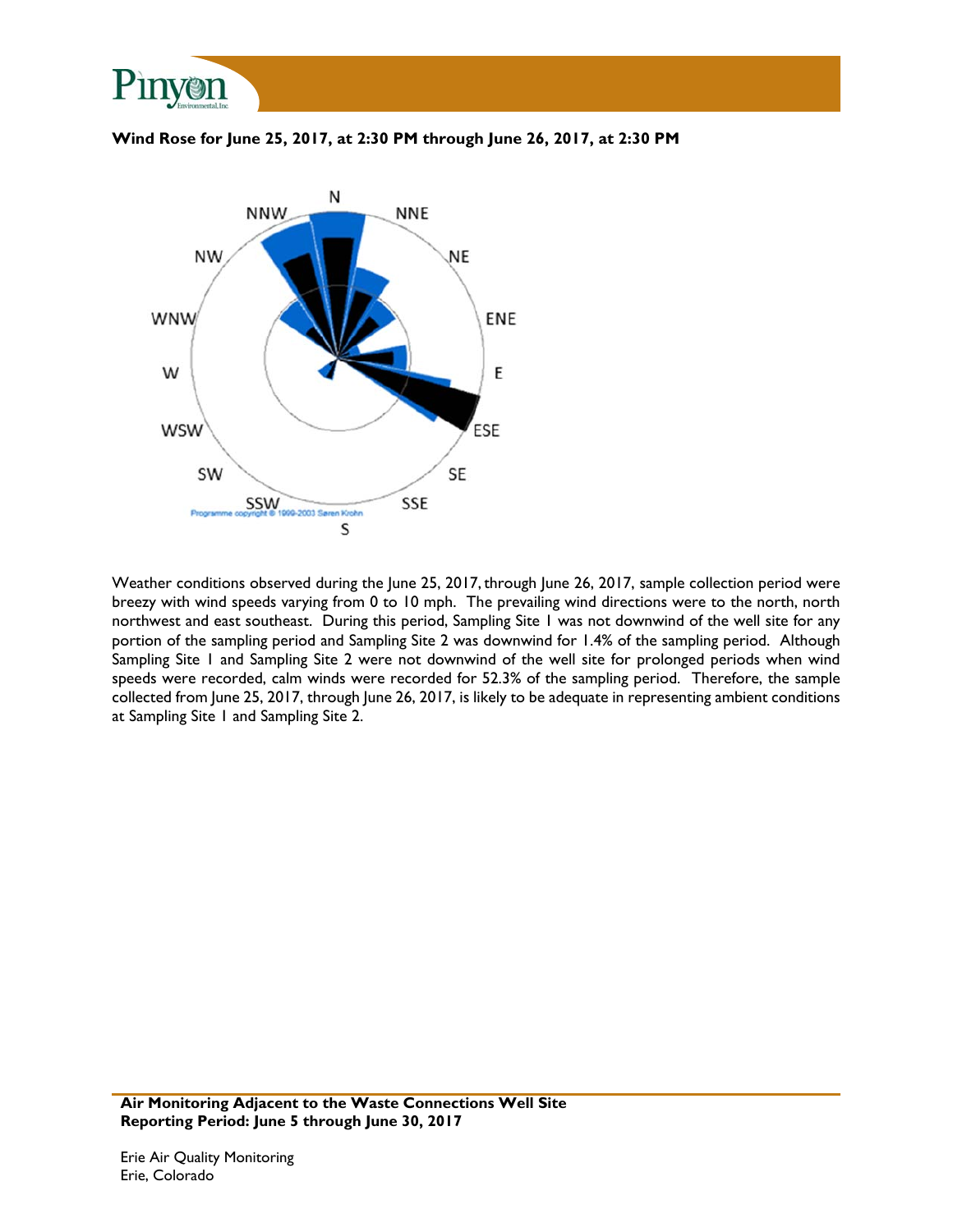**Wind Rose for June 25, 2017, at 2:30 PM through June 26, 2017, at 2:30 PM**

Weather conditions observed during the June 25, 2017, through June 26, 2017, sample collection period were breezy with wind speeds varying from 0 to 10 mph. The prevailing wind directions were to the north, north northwest and east southeast. During this period, Sampling Site 1 was not downwind of the well site for any portion of the sampling period and Sampling Site 2 was downwind for 1.4% of the sampling period. Although Sampling Site 1 and Sampling Site 2 were not downwind of the well site for prolonged periods when wind speeds were recorded, calm winds were recorded for 52.3% of the sampling period. Therefore, the sample collected from June 25, 2017, through June 26, 2017, is likely to be adequate in representing ambient conditions at Sampling Site 1 and Sampling Site 2.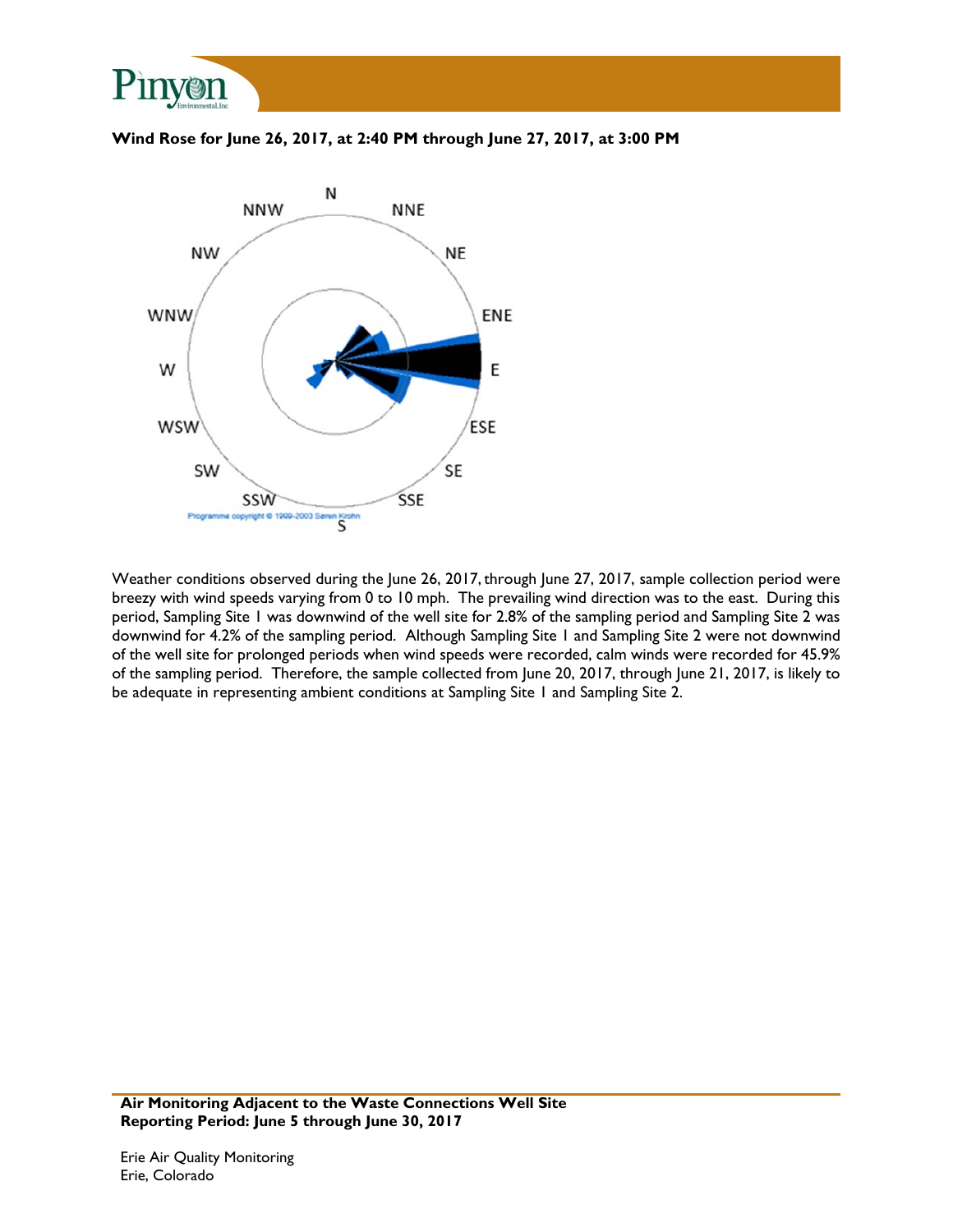**Wind Rose for June 26, 2017, at 2:40 PM through June 27, 2017, at 3:00 PM**

Weather conditions observed during the June 26, 2017, through June 27, 2017, sample collection period were breezy with wind speeds varying from 0 to 10 mph. The prevailing wind direction was to the east. During this period, Sampling Site 1 was downwind of the well site for 2.8% of the sampling period and Sampling Site 2 was downwind for 4.2% of the sampling period. Although Sampling Site 1 and Sampling Site 2 were not downwind of the well site for prolonged periods when wind speeds were recorded, calm winds were recorded for 45.9% of the sampling period. Therefore, the sample collected from June 20, 2017, through June 21, 2017, is likely to be adequate in representing ambient conditions at Sampling Site 1 and Sampling Site 2.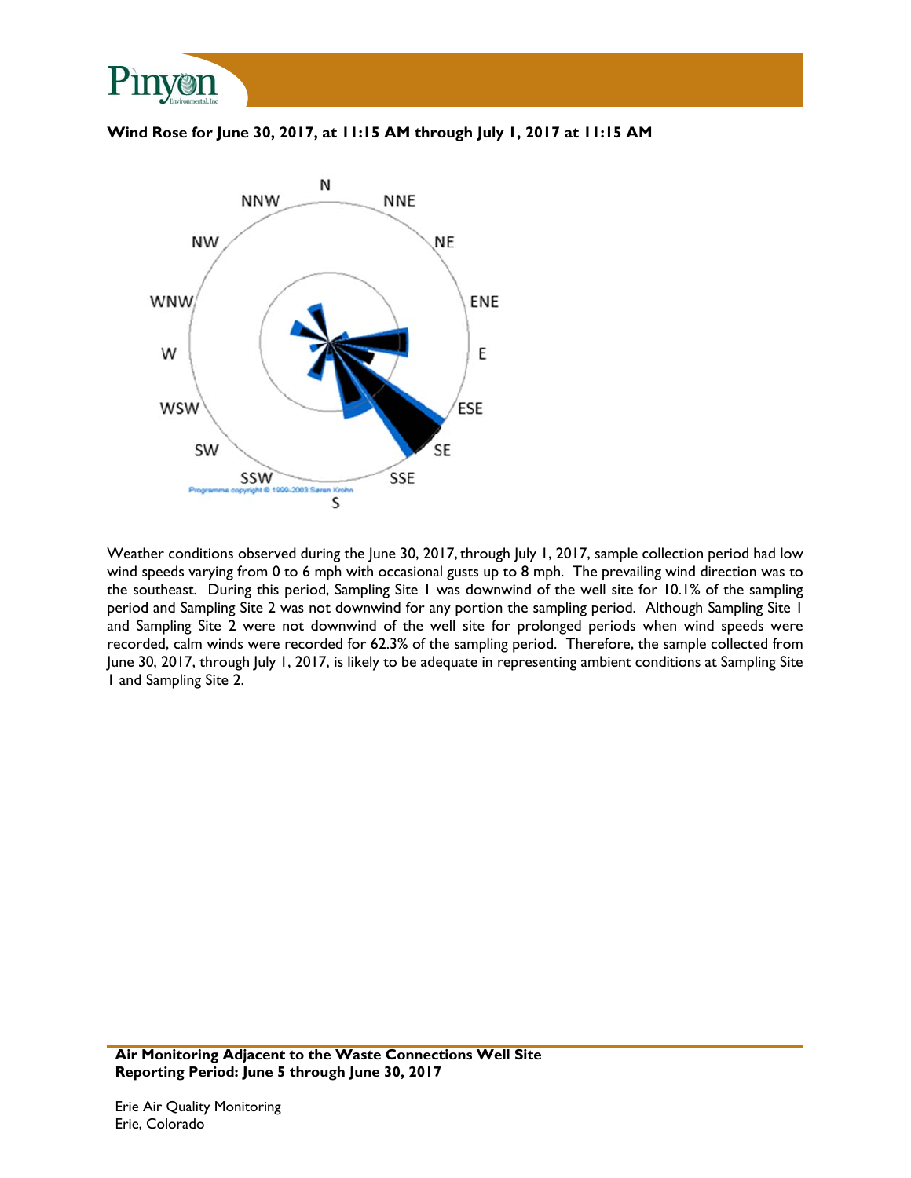**Wind Rose for June 30, 2017, at 11:15 AM through July 1, 2017 at 11:15 AM**

N
NNE
NE
ENE
E
ESE
SE
SSE
S
SSW
SW
WSW
W
WNW
NW
NNW

Programme copyright © 1999-2003 Søren Krohn

Weather conditions observed during the June 30, 2017, through July 1, 2017, sample collection period had low wind speeds varying from 0 to 6 mph with occasional gusts up to 8 mph. The prevailing wind direction was to the southeast. During this period, Sampling Site 1 was downwind of the well site for 10.1% of the sampling period and Sampling Site 2 was not downwind for any portion the sampling period. Although Sampling Site 1 and Sampling Site 2 were not downwind of the well site for prolonged periods when wind speeds were recorded, calm winds were recorded for 62.3% of the sampling period. Therefore, the sample collected from June 30, 2017, through July 1, 2017, is likely to be adequate in representing ambient conditions at Sampling Site 1 and Sampling Site 2.